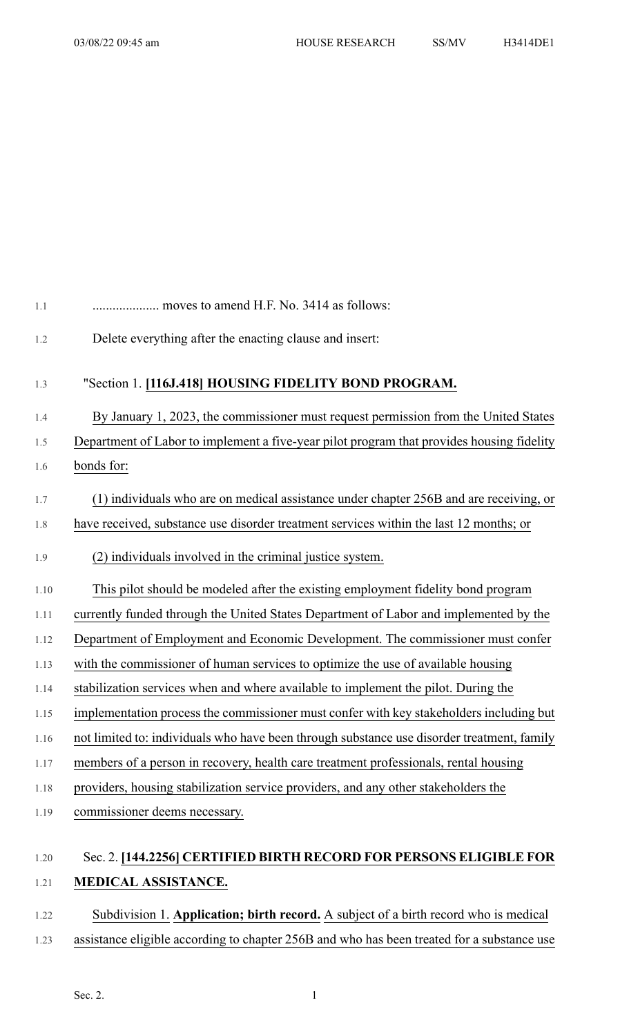.................... moves to amend H.F. No. 3414 as follows:

Delete everything after the enacting clause and insert:

"Section 1. **[116J.418] HOUSING FIDELITY BOND PROGRAM.**

By January 1, 2023, the commissioner must request permission from the United States Department of Labor to implement a five-year pilot program that provides housing fidelity bonds for:

(1) individuals who are on medical assistance under chapter 256B and are receiving, or have received, substance use disorder treatment services within the last 12 months; or

(2) individuals involved in the criminal justice system.

This pilot should be modeled after the existing employment fidelity bond program currently funded through the United States Department of Labor and implemented by the Department of Employment and Economic Development. The commissioner must confer with the commissioner of human services to optimize the use of available housing stabilization services when and where available to implement the pilot. During the implementation process the commissioner must confer with key stakeholders including but not limited to: individuals who have been through substance use disorder treatment, family members of a person in recovery, health care treatment professionals, rental housing providers, housing stabilization service providers, and any other stakeholders the commissioner deems necessary.

Sec. 2. **[144.2256] CERTIFIED BIRTH RECORD FOR PERSONS ELIGIBLE FOR MEDICAL ASSISTANCE.**

Subdivision 1. **Application; birth record.** A subject of a birth record who is medical assistance eligible according to chapter 256B and who has been treated for a substance use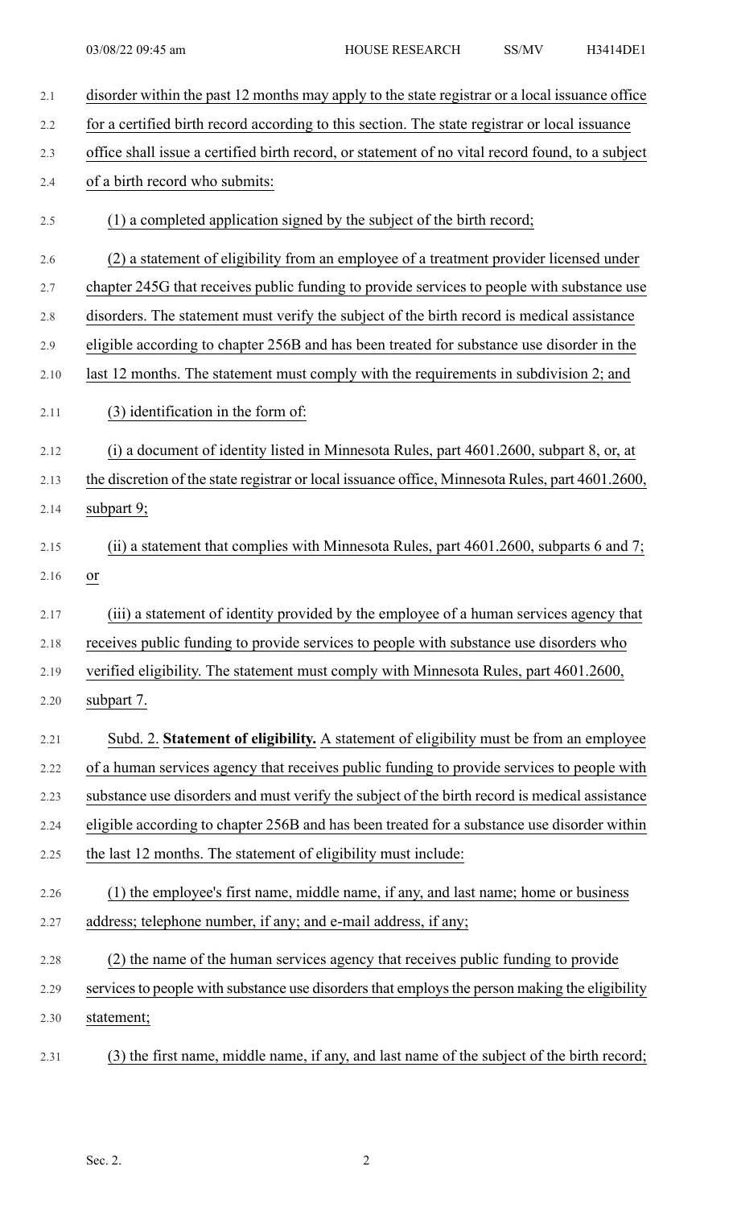disorder within the past 12 months may apply to the state registrar or a local issuance office for a certified birth record according to this section. The state registrar or local issuance office shall issue a certified birth record, or statement of no vital record found, to a subject of a birth record who submits:

(1) a completed application signed by the subject of the birth record;

(2) a statement of eligibility from an employee of a treatment provider licensed under chapter 245G that receives public funding to provide services to people with substance use disorders. The statement must verify the subject of the birth record is medical assistance eligible according to chapter 256B and has been treated for substance use disorder in the last 12 months. The statement must comply with the requirements in subdivision 2; and

(3) identification in the form of:

(i) a document of identity listed in Minnesota Rules, part 4601.2600, subpart 8, or, at the discretion of the state registrar or local issuance office, Minnesota Rules, part 4601.2600, subpart 9;

(ii) a statement that complies with Minnesota Rules, part 4601.2600, subparts 6 and 7; or

(iii) a statement of identity provided by the employee of a human services agency that receives public funding to provide services to people with substance use disorders who verified eligibility. The statement must comply with Minnesota Rules, part 4601.2600, subpart 7.

Subd. 2. **Statement of eligibility.** A statement of eligibility must be from an employee of a human services agency that receives public funding to provide services to people with substance use disorders and must verify the subject of the birth record is medical assistance eligible according to chapter 256B and has been treated for a substance use disorder within the last 12 months. The statement of eligibility must include:

(1) the employee's first name, middle name, if any, and last name; home or business address; telephone number, if any; and e-mail address, if any;

(2) the name of the human services agency that receives public funding to provide services to people with substance use disorders that employs the person making the eligibility statement;

(3) the first name, middle name, if any, and last name of the subject of the birth record;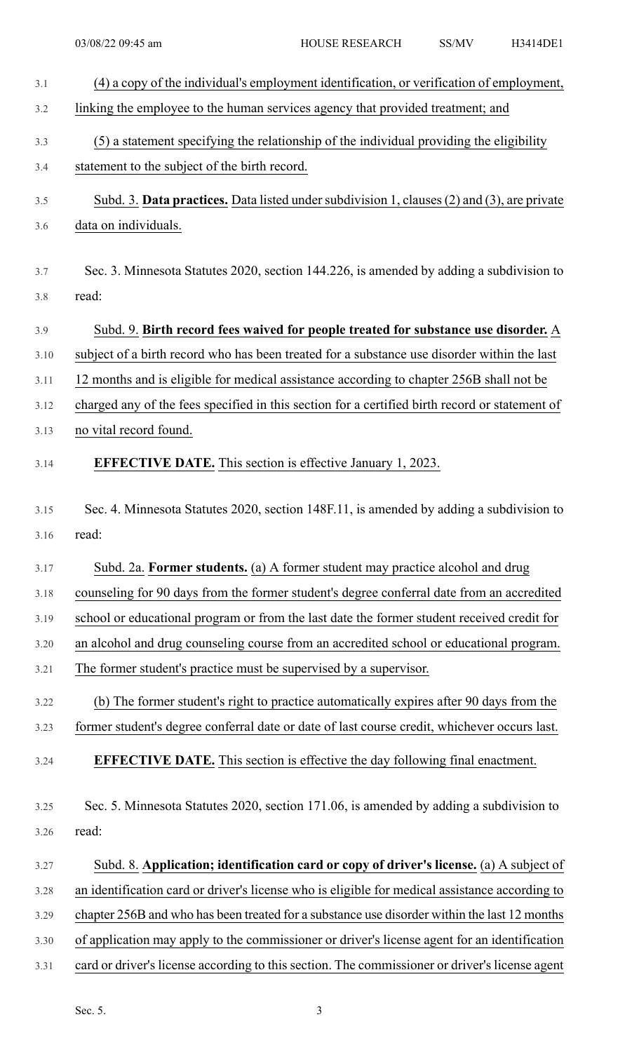(4) a copy of the individual's employment identification, or verification of employment, linking the employee to the human services agency that provided treatment; and

(5) a statement specifying the relationship of the individual providing the eligibility statement to the subject of the birth record.

Subd. 3. **Data practices.** Data listed under subdivision 1, clauses (2) and (3), are private data on individuals.

Sec. 3. Minnesota Statutes 2020, section 144.226, is amended by adding a subdivision to read:

Subd. 9. **Birth record fees waived for people treated for substance use disorder.** A subject of a birth record who has been treated for a substance use disorder within the last 12 months and is eligible for medical assistance according to chapter 256B shall not be charged any of the fees specified in this section for a certified birth record or statement of no vital record found.

**EFFECTIVE DATE.** This section is effective January 1, 2023.

Sec. 4. Minnesota Statutes 2020, section 148F.11, is amended by adding a subdivision to read:

Subd. 2a. **Former students.** (a) A former student may practice alcohol and drug counseling for 90 days from the former student's degree conferral date from an accredited school or educational program or from the last date the former student received credit for an alcohol and drug counseling course from an accredited school or educational program. The former student's practice must be supervised by a supervisor.

(b) The former student's right to practice automatically expires after 90 days from the former student's degree conferral date or date of last course credit, whichever occurs last.

**EFFECTIVE DATE.** This section is effective the day following final enactment.

Sec. 5. Minnesota Statutes 2020, section 171.06, is amended by adding a subdivision to read:

Subd. 8. **Application; identification card or copy of driver's license.** (a) A subject of an identification card or driver's license who is eligible for medical assistance according to chapter 256B and who has been treated for a substance use disorder within the last 12 months of application may apply to the commissioner or driver's license agent for an identification card or driver's license according to this section. The commissioner or driver's license agent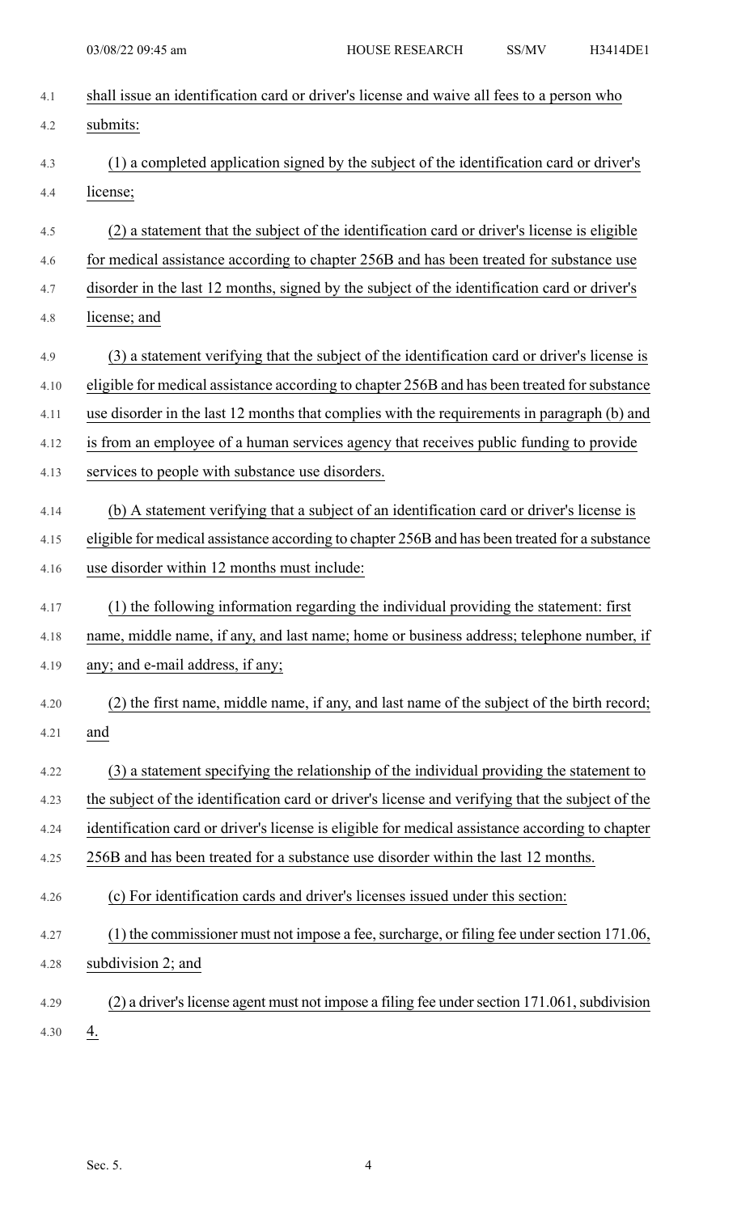shall issue an identification card or driver's license and waive all fees to a person who submits:

(1) a completed application signed by the subject of the identification card or driver's license;

(2) a statement that the subject of the identification card or driver's license is eligible for medical assistance according to chapter 256B and has been treated for substance use disorder in the last 12 months, signed by the subject of the identification card or driver's license; and

(3) a statement verifying that the subject of the identification card or driver's license is eligible for medical assistance according to chapter 256B and has been treated for substance use disorder in the last 12 months that complies with the requirements in paragraph (b) and is from an employee of a human services agency that receives public funding to provide services to people with substance use disorders.

(b) A statement verifying that a subject of an identification card or driver's license is eligible for medical assistance according to chapter 256B and has been treated for a substance use disorder within 12 months must include:

(1) the following information regarding the individual providing the statement: first name, middle name, if any, and last name; home or business address; telephone number, if any; and e-mail address, if any;

(2) the first name, middle name, if any, and last name of the subject of the birth record; and

(3) a statement specifying the relationship of the individual providing the statement to the subject of the identification card or driver's license and verifying that the subject of the identification card or driver's license is eligible for medical assistance according to chapter 256B and has been treated for a substance use disorder within the last 12 months.

(c) For identification cards and driver's licenses issued under this section:

(1) the commissioner must not impose a fee, surcharge, or filing fee under section 171.06, subdivision 2; and

(2) a driver's license agent must not impose a filing fee under section 171.061, subdivision 4.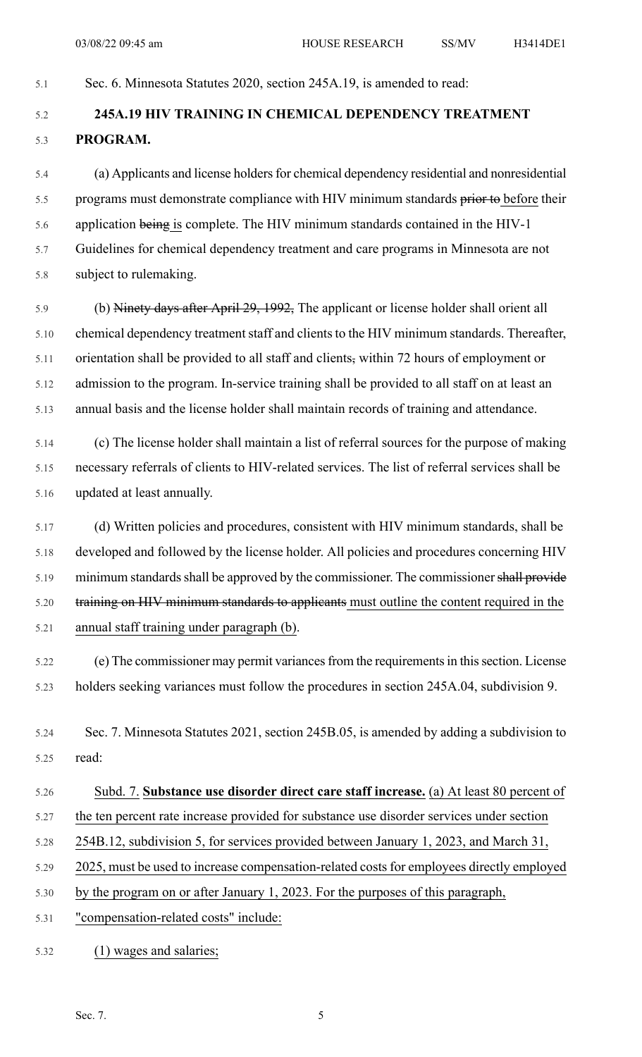Sec. 6. Minnesota Statutes 2020, section 245A.19, is amended to read:

**245A.19 HIV TRAINING IN CHEMICAL DEPENDENCY TREATMENT PROGRAM.**

(a) Applicants and license holders for chemical dependency residential and nonresidential programs must demonstrate compliance with HIV minimum standards ~~prior to~~ before their application ~~being~~ is complete. The HIV minimum standards contained in the HIV-1 Guidelines for chemical dependency treatment and care programs in Minnesota are not subject to rulemaking.

(b) ~~Ninety days after April 29, 1992,~~ The applicant or license holder shall orient all chemical dependency treatment staff and clients to the HIV minimum standards. Thereafter, orientation shall be provided to all staff and clients~~,~~ within 72 hours of employment or admission to the program. In-service training shall be provided to all staff on at least an annual basis and the license holder shall maintain records of training and attendance.

(c) The license holder shall maintain a list of referral sources for the purpose of making necessary referrals of clients to HIV-related services. The list of referral services shall be updated at least annually.

(d) Written policies and procedures, consistent with HIV minimum standards, shall be developed and followed by the license holder. All policies and procedures concerning HIV minimum standards shall be approved by the commissioner. The commissioner ~~shall provide training on HIV minimum standards to applicants~~ must outline the content required in the annual staff training under paragraph (b).

(e) The commissioner may permit variances from the requirements in this section. License holders seeking variances must follow the procedures in section 245A.04, subdivision 9.

Sec. 7. Minnesota Statutes 2021, section 245B.05, is amended by adding a subdivision to read:

Subd. 7. **Substance use disorder direct care staff increase.** (a) At least 80 percent of the ten percent rate increase provided for substance use disorder services under section 254B.12, subdivision 5, for services provided between January 1, 2023, and March 31, 2025, must be used to increase compensation-related costs for employees directly employed by the program on or after January 1, 2023. For the purposes of this paragraph, "compensation-related costs" include:

(1) wages and salaries;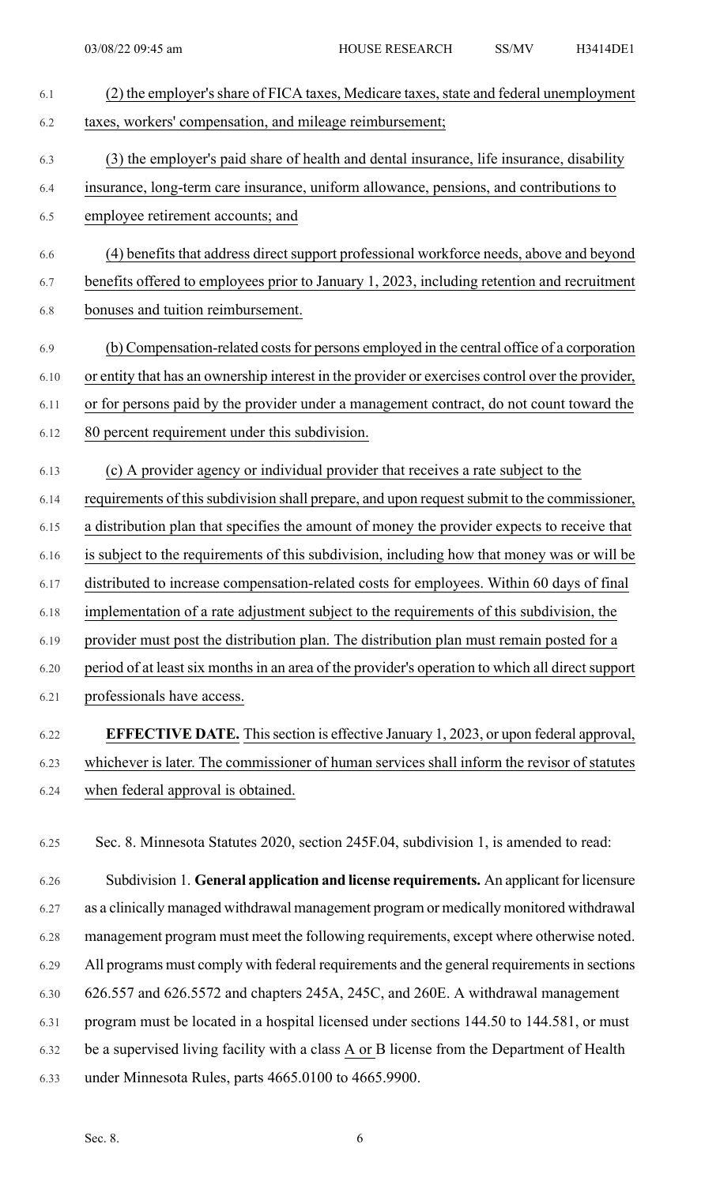(2) the employer's share of FICA taxes, Medicare taxes, state and federal unemployment taxes, workers' compensation, and mileage reimbursement;

(3) the employer's paid share of health and dental insurance, life insurance, disability insurance, long-term care insurance, uniform allowance, pensions, and contributions to employee retirement accounts; and

(4) benefits that address direct support professional workforce needs, above and beyond benefits offered to employees prior to January 1, 2023, including retention and recruitment bonuses and tuition reimbursement.

(b) Compensation-related costs for persons employed in the central office of a corporation or entity that has an ownership interest in the provider or exercises control over the provider, or for persons paid by the provider under a management contract, do not count toward the 80 percent requirement under this subdivision.

(c) A provider agency or individual provider that receives a rate subject to the requirements of this subdivision shall prepare, and upon request submit to the commissioner, a distribution plan that specifies the amount of money the provider expects to receive that is subject to the requirements of this subdivision, including how that money was or will be distributed to increase compensation-related costs for employees. Within 60 days of final implementation of a rate adjustment subject to the requirements of this subdivision, the provider must post the distribution plan. The distribution plan must remain posted for a period of at least six months in an area of the provider's operation to which all direct support professionals have access.

**EFFECTIVE DATE.** This section is effective January 1, 2023, or upon federal approval, whichever is later. The commissioner of human services shall inform the revisor of statutes when federal approval is obtained.

Sec. 8. Minnesota Statutes 2020, section 245F.04, subdivision 1, is amended to read:

Subdivision 1. **General application and license requirements.** An applicant for licensure as a clinically managed withdrawal management program or medically monitored withdrawal management program must meet the following requirements, except where otherwise noted. All programs must comply with federal requirements and the general requirements in sections 626.557 and 626.5572 and chapters 245A, 245C, and 260E. A withdrawal management program must be located in a hospital licensed under sections 144.50 to 144.581, or must be a supervised living facility with a class A or B license from the Department of Health under Minnesota Rules, parts 4665.0100 to 4665.9900.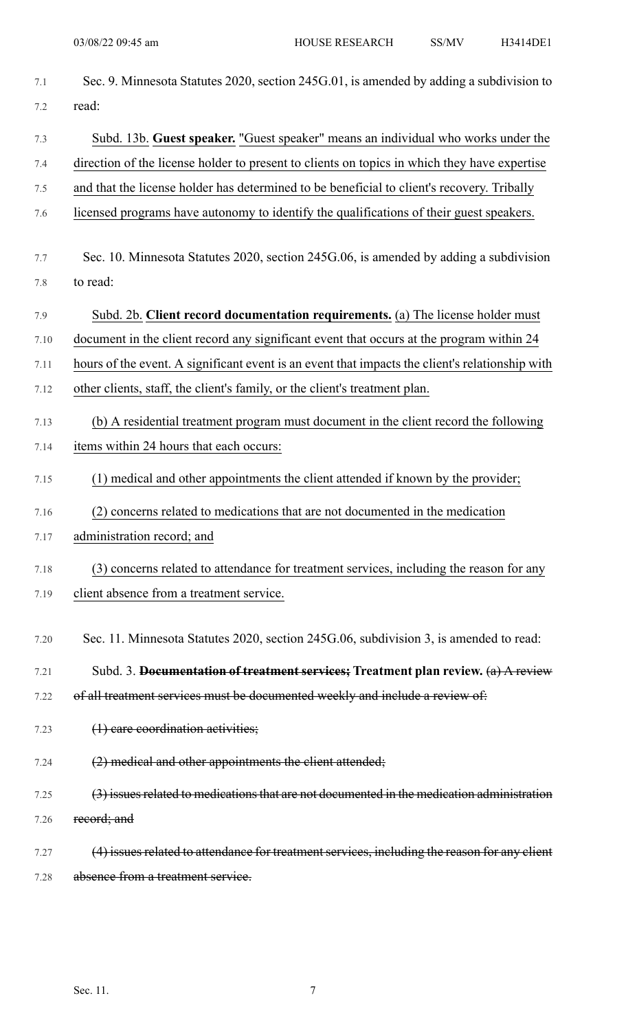Sec. 9. Minnesota Statutes 2020, section 245G.01, is amended by adding a subdivision to read:

<u>Subd. 13b. **Guest speaker.** "Guest speaker" means an individual who works under the direction of the license holder to present to clients on topics in which they have expertise and that the license holder has determined to be beneficial to client's recovery. Tribally licensed programs have autonomy to identify the qualifications of their guest speakers.</u>

Sec. 10. Minnesota Statutes 2020, section 245G.06, is amended by adding a subdivision to read:

<u>Subd. 2b. **Client record documentation requirements.** (a) The license holder must document in the client record any significant event that occurs at the program within 24 hours of the event. A significant event is an event that impacts the client's relationship with other clients, staff, the client's family, or the client's treatment plan.</u>

<u>(b) A residential treatment program must document in the client record the following items within 24 hours that each occurs:</u>

<u>(1) medical and other appointments the client attended if known by the provider;</u>

<u>(2) concerns related to medications that are not documented in the medication administration record; and</u>

<u>(3) concerns related to attendance for treatment services, including the reason for any client absence from a treatment service.</u>

Sec. 11. Minnesota Statutes 2020, section 245G.06, subdivision 3, is amended to read:

Subd. 3. ~~**Documentation of treatment services;**~~ **Treatment plan review.** ~~(a) A review of all treatment services must be documented weekly and include a review of:~~

~~(1) care coordination activities;~~

~~(2) medical and other appointments the client attended;~~

~~(3) issues related to medications that are not documented in the medication administration record; and~~

~~(4) issues related to attendance for treatment services, including the reason for any client absence from a treatment service.~~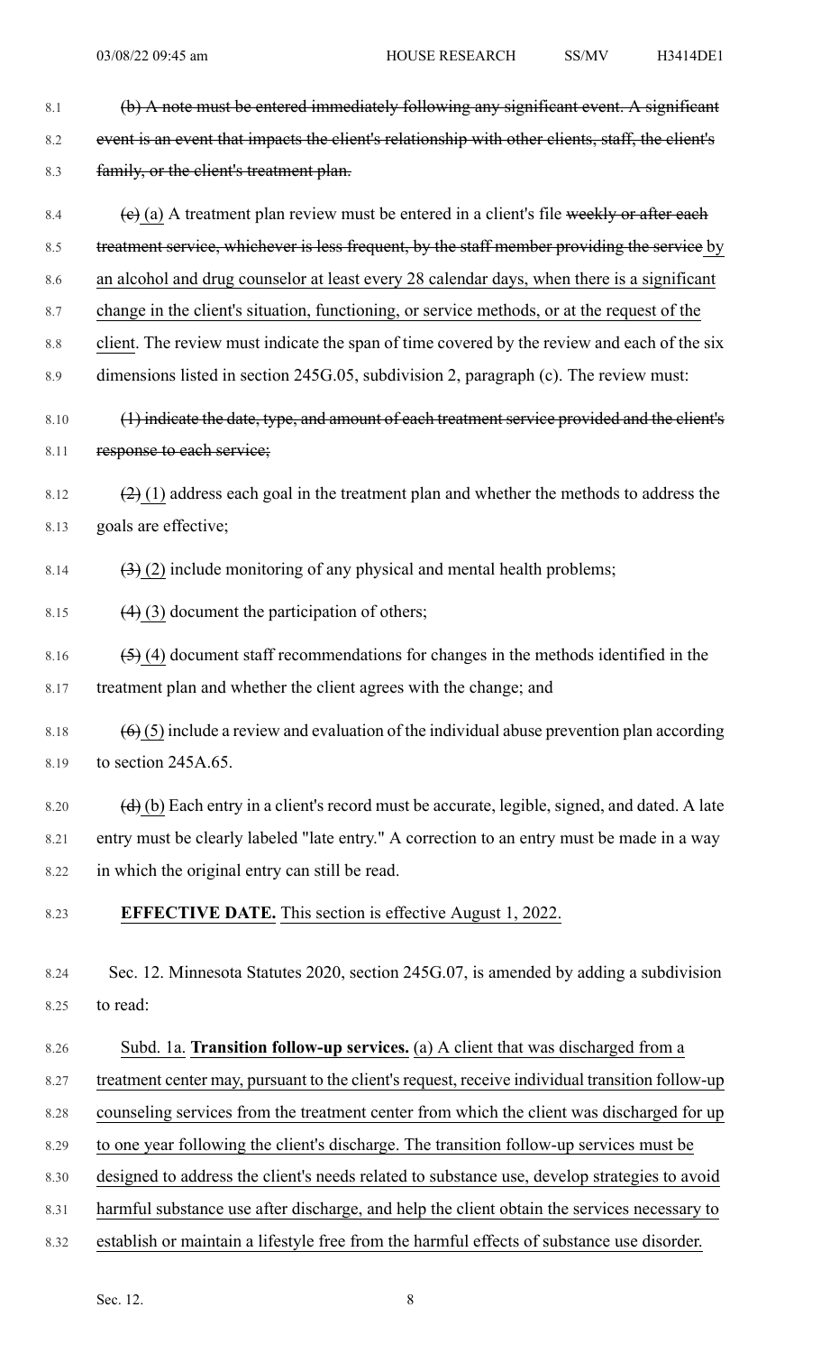~~(b) A note must be entered immediately following any significant event. A significant event is an event that impacts the client's relationship with other clients, staff, the client's family, or the client's treatment plan.~~

~~(c)~~ (a) A treatment plan review must be entered in a client's file ~~weekly or after each treatment service, whichever is less frequent, by the staff member providing the service~~ by an alcohol and drug counselor at least every 28 calendar days, when there is a significant change in the client's situation, functioning, or service methods, or at the request of the client. The review must indicate the span of time covered by the review and each of the six dimensions listed in section 245G.05, subdivision 2, paragraph (c). The review must:

~~(1) indicate the date, type, and amount of each treatment service provided and the client's response to each service;~~

~~(2)~~ (1) address each goal in the treatment plan and whether the methods to address the goals are effective;

~~(3)~~ (2) include monitoring of any physical and mental health problems;

~~(4)~~ (3) document the participation of others;

~~(5)~~ (4) document staff recommendations for changes in the methods identified in the treatment plan and whether the client agrees with the change; and

~~(6)~~ (5) include a review and evaluation of the individual abuse prevention plan according to section 245A.65.

~~(d)~~ (b) Each entry in a client's record must be accurate, legible, signed, and dated. A late entry must be clearly labeled "late entry." A correction to an entry must be made in a way in which the original entry can still be read.

**EFFECTIVE DATE.** This section is effective August 1, 2022.

Sec. 12. Minnesota Statutes 2020, section 245G.07, is amended by adding a subdivision to read:

Subd. 1a. **Transition follow-up services.** (a) A client that was discharged from a treatment center may, pursuant to the client's request, receive individual transition follow-up counseling services from the treatment center from which the client was discharged for up to one year following the client's discharge. The transition follow-up services must be designed to address the client's needs related to substance use, develop strategies to avoid harmful substance use after discharge, and help the client obtain the services necessary to establish or maintain a lifestyle free from the harmful effects of substance use disorder.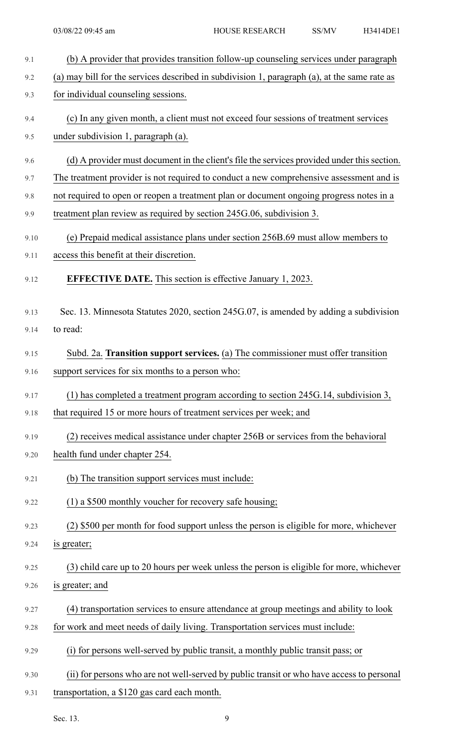(b) A provider that provides transition follow-up counseling services under paragraph (a) may bill for the services described in subdivision 1, paragraph (a), at the same rate as for individual counseling sessions.

(c) In any given month, a client must not exceed four sessions of treatment services under subdivision 1, paragraph (a).

(d) A provider must document in the client's file the services provided under this section. The treatment provider is not required to conduct a new comprehensive assessment and is not required to open or reopen a treatment plan or document ongoing progress notes in a treatment plan review as required by section 245G.06, subdivision 3.

(e) Prepaid medical assistance plans under section 256B.69 must allow members to access this benefit at their discretion.

**EFFECTIVE DATE.** This section is effective January 1, 2023.

Sec. 13. Minnesota Statutes 2020, section 245G.07, is amended by adding a subdivision to read:

Subd. 2a. **Transition support services.** (a) The commissioner must offer transition support services for six months to a person who:

(1) has completed a treatment program according to section 245G.14, subdivision 3, that required 15 or more hours of treatment services per week; and

(2) receives medical assistance under chapter 256B or services from the behavioral health fund under chapter 254.

(b) The transition support services must include:

(1) a $500 monthly voucher for recovery safe housing;

(2) $500 per month for food support unless the person is eligible for more, whichever is greater;

(3) child care up to 20 hours per week unless the person is eligible for more, whichever is greater; and

(4) transportation services to ensure attendance at group meetings and ability to look for work and meet needs of daily living. Transportation services must include:

(i) for persons well-served by public transit, a monthly public transit pass; or

(ii) for persons who are not well-served by public transit or who have access to personal transportation, a $120 gas card each month.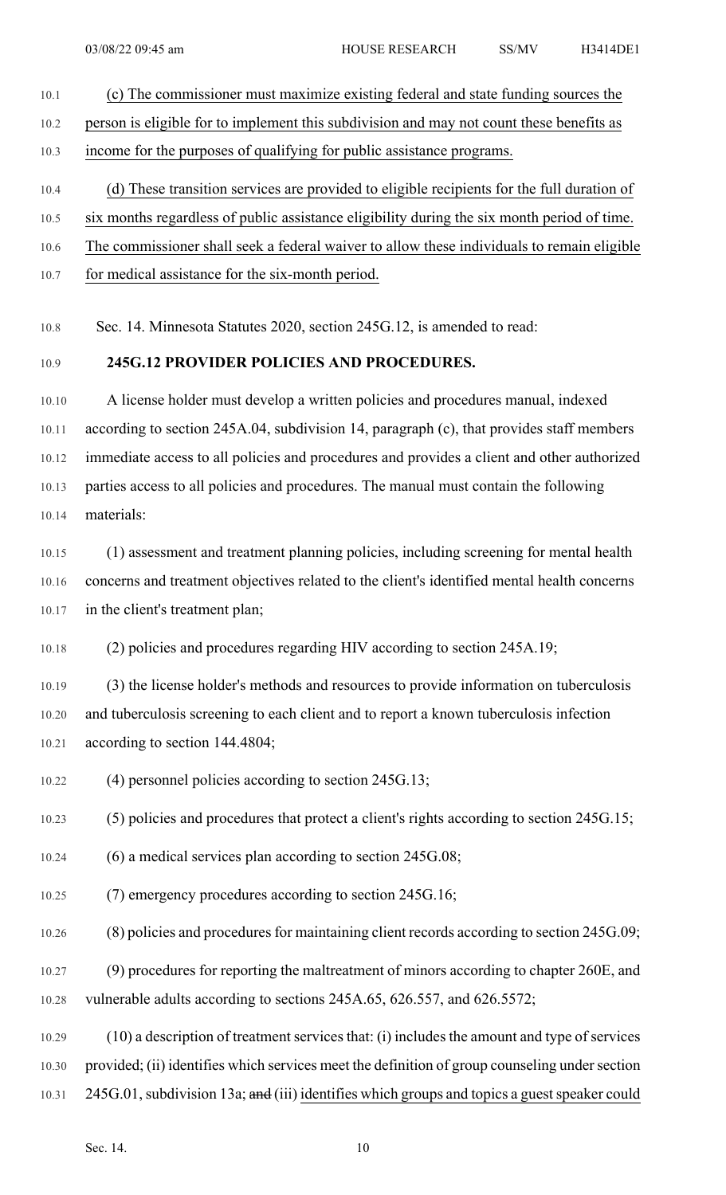(c) The commissioner must maximize existing federal and state funding sources the person is eligible for to implement this subdivision and may not count these benefits as income for the purposes of qualifying for public assistance programs.

(d) These transition services are provided to eligible recipients for the full duration of six months regardless of public assistance eligibility during the six month period of time. The commissioner shall seek a federal waiver to allow these individuals to remain eligible for medical assistance for the six-month period.

Sec. 14. Minnesota Statutes 2020, section 245G.12, is amended to read:

**245G.12 PROVIDER POLICIES AND PROCEDURES.**

A license holder must develop a written policies and procedures manual, indexed according to section 245A.04, subdivision 14, paragraph (c), that provides staff members immediate access to all policies and procedures and provides a client and other authorized parties access to all policies and procedures. The manual must contain the following materials:

(1) assessment and treatment planning policies, including screening for mental health concerns and treatment objectives related to the client's identified mental health concerns in the client's treatment plan;

(2) policies and procedures regarding HIV according to section 245A.19;

(3) the license holder's methods and resources to provide information on tuberculosis and tuberculosis screening to each client and to report a known tuberculosis infection according to section 144.4804;

(4) personnel policies according to section 245G.13;

(5) policies and procedures that protect a client's rights according to section 245G.15;

(6) a medical services plan according to section 245G.08;

(7) emergency procedures according to section 245G.16;

(8) policies and procedures for maintaining client records according to section 245G.09;

(9) procedures for reporting the maltreatment of minors according to chapter 260E, and vulnerable adults according to sections 245A.65, 626.557, and 626.5572;

(10) a description of treatment services that: (i) includes the amount and type of services provided; (ii) identifies which services meet the definition of group counseling under section 245G.01, subdivision 13a; ~~and~~ (iii) identifies which groups and topics a guest speaker could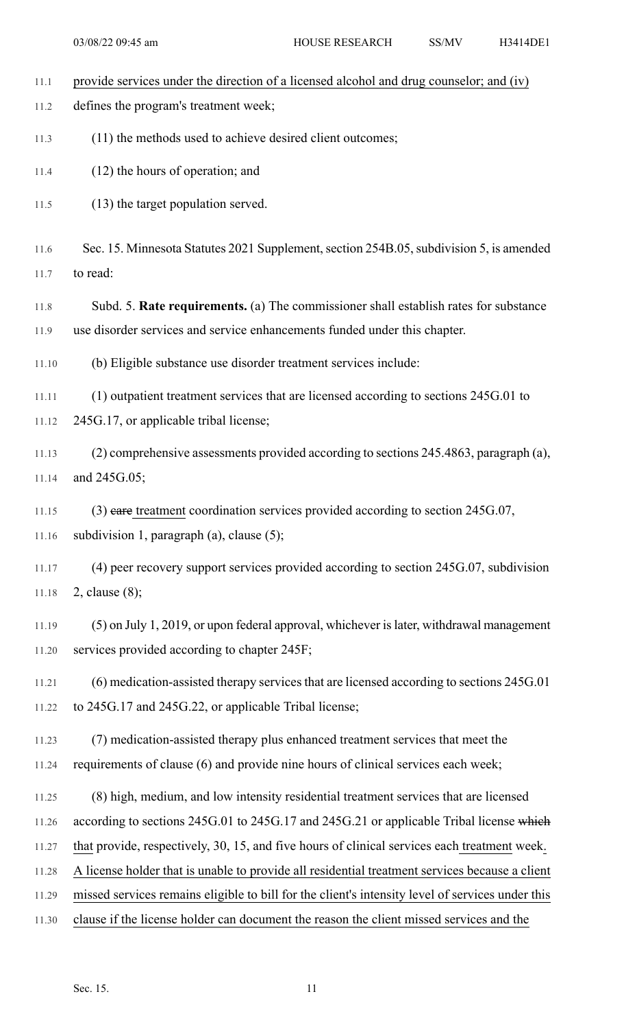provide services under the direction of a licensed alcohol and drug counselor; and (iv) defines the program's treatment week;

(11) the methods used to achieve desired client outcomes;

(12) the hours of operation; and

(13) the target population served.

Sec. 15. Minnesota Statutes 2021 Supplement, section 254B.05, subdivision 5, is amended to read:

Subd. 5. **Rate requirements.** (a) The commissioner shall establish rates for substance use disorder services and service enhancements funded under this chapter.

(b) Eligible substance use disorder treatment services include:

(1) outpatient treatment services that are licensed according to sections 245G.01 to 245G.17, or applicable tribal license;

(2) comprehensive assessments provided according to sections 245.4863, paragraph (a), and 245G.05;

(3) ~~care~~ treatment coordination services provided according to section 245G.07, subdivision 1, paragraph (a), clause (5);

(4) peer recovery support services provided according to section 245G.07, subdivision 2, clause (8);

(5) on July 1, 2019, or upon federal approval, whichever is later, withdrawal management services provided according to chapter 245F;

(6) medication-assisted therapy services that are licensed according to sections 245G.01 to 245G.17 and 245G.22, or applicable Tribal license;

(7) medication-assisted therapy plus enhanced treatment services that meet the requirements of clause (6) and provide nine hours of clinical services each week;

(8) high, medium, and low intensity residential treatment services that are licensed according to sections 245G.01 to 245G.17 and 245G.21 or applicable Tribal license ~~which~~ that provide, respectively, 30, 15, and five hours of clinical services each treatment week. A license holder that is unable to provide all residential treatment services because a client missed services remains eligible to bill for the client's intensity level of services under this clause if the license holder can document the reason the client missed services and the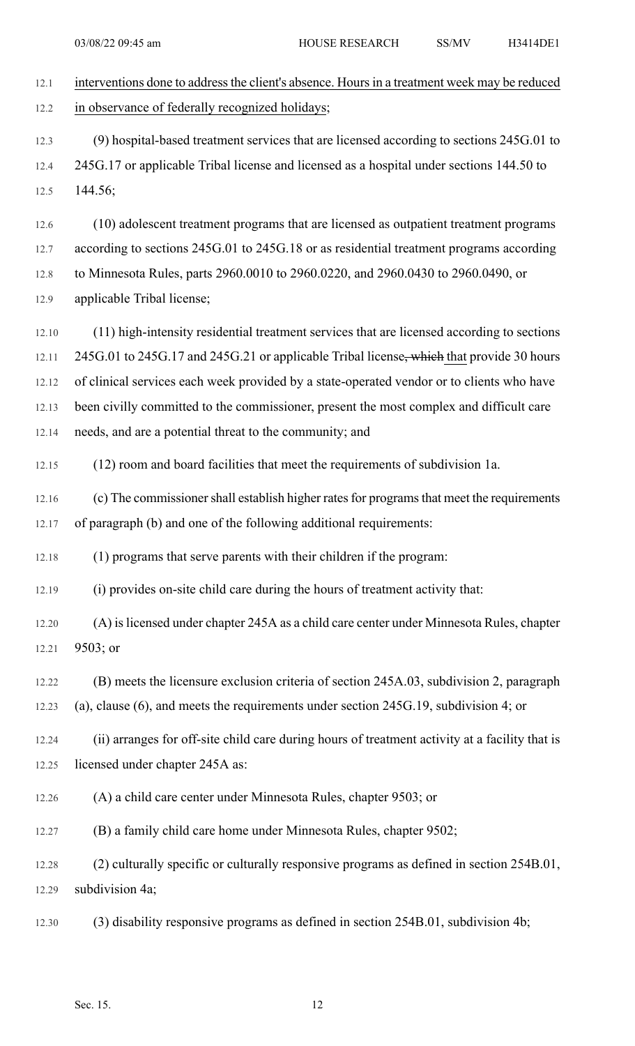interventions done to address the client's absence. Hours in a treatment week may be reduced in observance of federally recognized holidays;

(9) hospital-based treatment services that are licensed according to sections 245G.01 to 245G.17 or applicable Tribal license and licensed as a hospital under sections 144.50 to 144.56;

(10) adolescent treatment programs that are licensed as outpatient treatment programs according to sections 245G.01 to 245G.18 or as residential treatment programs according to Minnesota Rules, parts 2960.0010 to 2960.0220, and 2960.0430 to 2960.0490, or applicable Tribal license;

(11) high-intensity residential treatment services that are licensed according to sections 245G.01 to 245G.17 and 245G.21 or applicable Tribal license~~, which~~ that provide 30 hours of clinical services each week provided by a state-operated vendor or to clients who have been civilly committed to the commissioner, present the most complex and difficult care needs, and are a potential threat to the community; and

(12) room and board facilities that meet the requirements of subdivision 1a.

(c) The commissioner shall establish higher rates for programs that meet the requirements of paragraph (b) and one of the following additional requirements:

(1) programs that serve parents with their children if the program:

(i) provides on-site child care during the hours of treatment activity that:

(A) is licensed under chapter 245A as a child care center under Minnesota Rules, chapter 9503; or

(B) meets the licensure exclusion criteria of section 245A.03, subdivision 2, paragraph (a), clause (6), and meets the requirements under section 245G.19, subdivision 4; or

(ii) arranges for off-site child care during hours of treatment activity at a facility that is licensed under chapter 245A as:

(A) a child care center under Minnesota Rules, chapter 9503; or

(B) a family child care home under Minnesota Rules, chapter 9502;

(2) culturally specific or culturally responsive programs as defined in section 254B.01, subdivision 4a;

(3) disability responsive programs as defined in section 254B.01, subdivision 4b;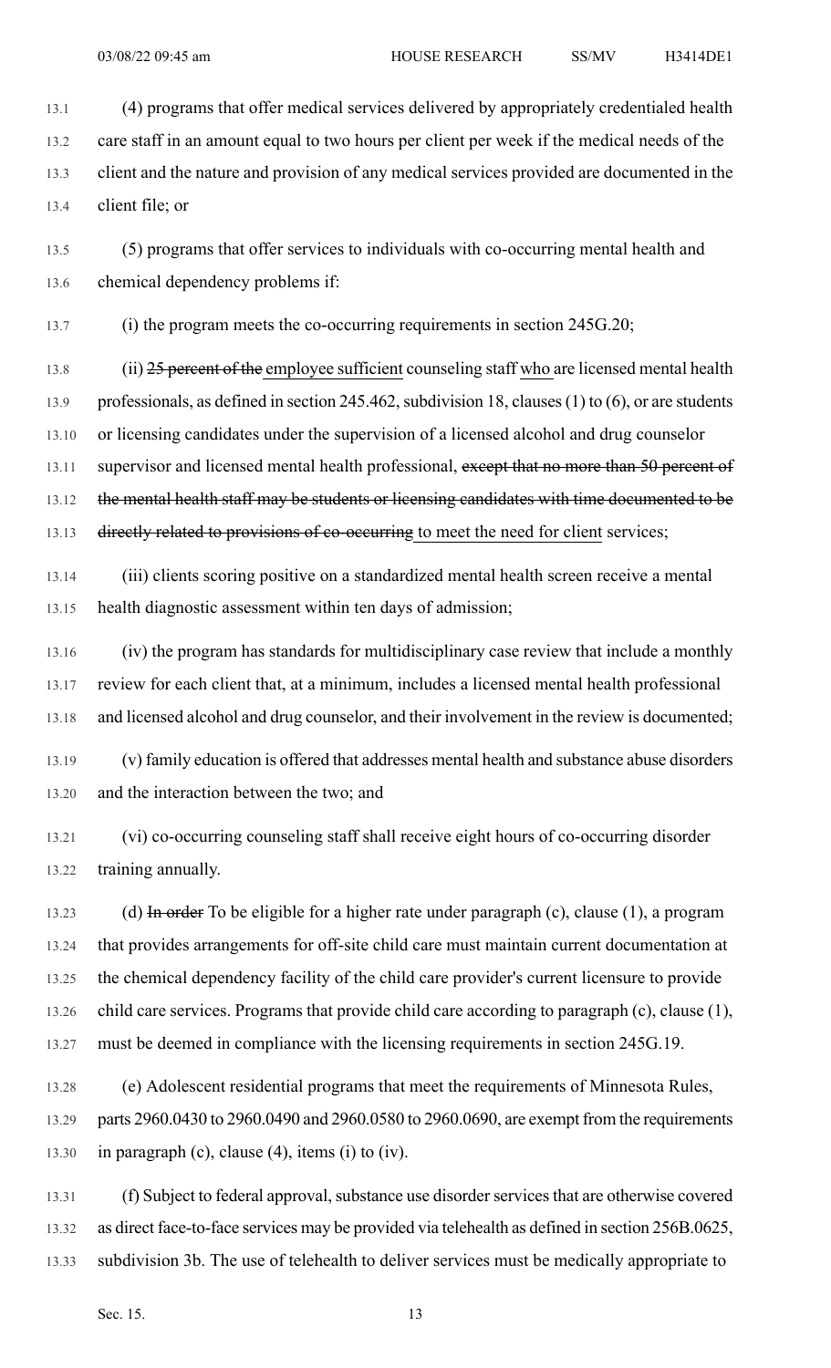(4) programs that offer medical services delivered by appropriately credentialed health care staff in an amount equal to two hours per client per week if the medical needs of the client and the nature and provision of any medical services provided are documented in the client file; or

(5) programs that offer services to individuals with co-occurring mental health and chemical dependency problems if:

(i) the program meets the co-occurring requirements in section 245G.20;

(ii) ~~25 percent of the~~ employee sufficient counseling staff who are licensed mental health professionals, as defined in section 245.462, subdivision 18, clauses (1) to (6), or are students or licensing candidates under the supervision of a licensed alcohol and drug counselor supervisor and licensed mental health professional, ~~except that no more than 50 percent of the mental health staff may be students or licensing candidates with time documented to be directly related to provisions of co-occurring~~ to meet the need for client services;

(iii) clients scoring positive on a standardized mental health screen receive a mental health diagnostic assessment within ten days of admission;

(iv) the program has standards for multidisciplinary case review that include a monthly review for each client that, at a minimum, includes a licensed mental health professional and licensed alcohol and drug counselor, and their involvement in the review is documented;

(v) family education is offered that addresses mental health and substance abuse disorders and the interaction between the two; and

(vi) co-occurring counseling staff shall receive eight hours of co-occurring disorder training annually.

(d) ~~In order~~ To be eligible for a higher rate under paragraph (c), clause (1), a program that provides arrangements for off-site child care must maintain current documentation at the chemical dependency facility of the child care provider's current licensure to provide child care services. Programs that provide child care according to paragraph (c), clause (1), must be deemed in compliance with the licensing requirements in section 245G.19.

(e) Adolescent residential programs that meet the requirements of Minnesota Rules, parts 2960.0430 to 2960.0490 and 2960.0580 to 2960.0690, are exempt from the requirements in paragraph (c), clause (4), items (i) to (iv).

(f) Subject to federal approval, substance use disorder services that are otherwise covered as direct face-to-face services may be provided via telehealth as defined in section 256B.0625, subdivision 3b. The use of telehealth to deliver services must be medically appropriate to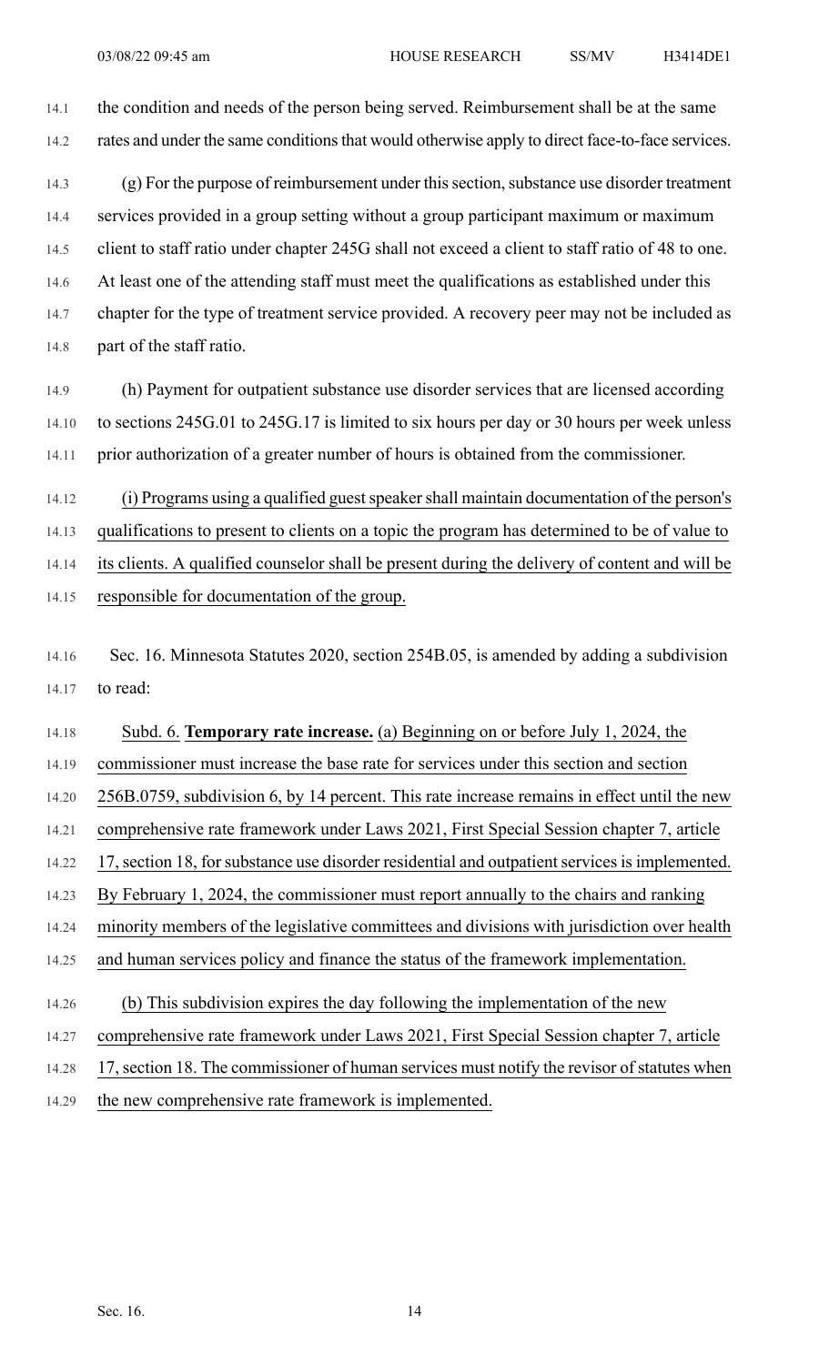the condition and needs of the person being served. Reimbursement shall be at the same rates and under the same conditions that would otherwise apply to direct face-to-face services.

(g) For the purpose of reimbursement under this section, substance use disorder treatment services provided in a group setting without a group participant maximum or maximum client to staff ratio under chapter 245G shall not exceed a client to staff ratio of 48 to one. At least one of the attending staff must meet the qualifications as established under this chapter for the type of treatment service provided. A recovery peer may not be included as part of the staff ratio.

(h) Payment for outpatient substance use disorder services that are licensed according to sections 245G.01 to 245G.17 is limited to six hours per day or 30 hours per week unless prior authorization of a greater number of hours is obtained from the commissioner.

(i) Programs using a qualified guest speaker shall maintain documentation of the person's qualifications to present to clients on a topic the program has determined to be of value to its clients. A qualified counselor shall be present during the delivery of content and will be responsible for documentation of the group.

Sec. 16. Minnesota Statutes 2020, section 254B.05, is amended by adding a subdivision to read:

Subd. 6. **Temporary rate increase.** (a) Beginning on or before July 1, 2024, the commissioner must increase the base rate for services under this section and section 256B.0759, subdivision 6, by 14 percent. This rate increase remains in effect until the new comprehensive rate framework under Laws 2021, First Special Session chapter 7, article 17, section 18, for substance use disorder residential and outpatient services is implemented. By February 1, 2024, the commissioner must report annually to the chairs and ranking minority members of the legislative committees and divisions with jurisdiction over health and human services policy and finance the status of the framework implementation.

(b) This subdivision expires the day following the implementation of the new comprehensive rate framework under Laws 2021, First Special Session chapter 7, article 17, section 18. The commissioner of human services must notify the revisor of statutes when the new comprehensive rate framework is implemented.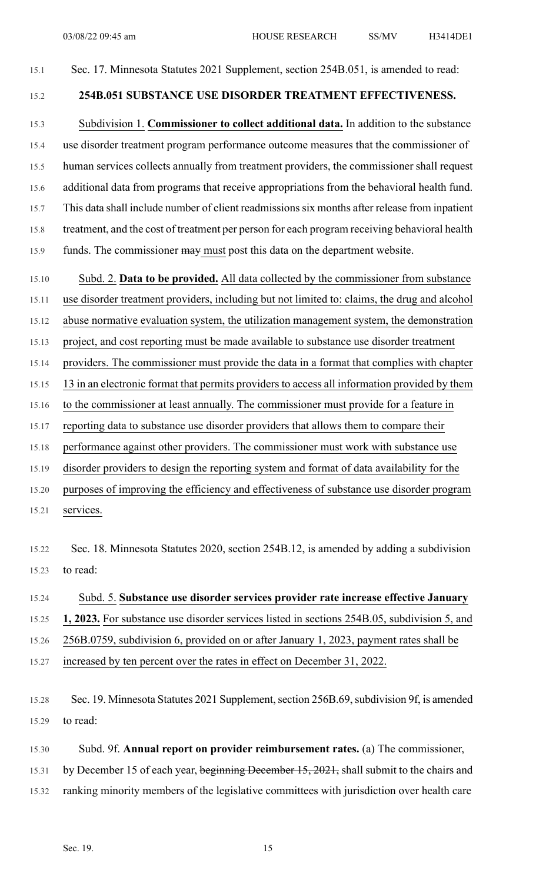Sec. 17. Minnesota Statutes 2021 Supplement, section 254B.051, is amended to read:

**254B.051 SUBSTANCE USE DISORDER TREATMENT EFFECTIVENESS.**

Subdivision 1. **Commissioner to collect additional data.** In addition to the substance use disorder treatment program performance outcome measures that the commissioner of human services collects annually from treatment providers, the commissioner shall request additional data from programs that receive appropriations from the behavioral health fund. This data shall include number of client readmissions six months after release from inpatient treatment, and the cost of treatment per person for each program receiving behavioral health funds. The commissioner ~~may~~ must post this data on the department website.

Subd. 2. **Data to be provided.** All data collected by the commissioner from substance use disorder treatment providers, including but not limited to: claims, the drug and alcohol abuse normative evaluation system, the utilization management system, the demonstration project, and cost reporting must be made available to substance use disorder treatment providers. The commissioner must provide the data in a format that complies with chapter 13 in an electronic format that permits providers to access all information provided by them to the commissioner at least annually. The commissioner must provide for a feature in reporting data to substance use disorder providers that allows them to compare their performance against other providers. The commissioner must work with substance use disorder providers to design the reporting system and format of data availability for the purposes of improving the efficiency and effectiveness of substance use disorder program services.

Sec. 18. Minnesota Statutes 2020, section 254B.12, is amended by adding a subdivision to read:

Subd. 5. **Substance use disorder services provider rate increase effective January 1, 2023.** For substance use disorder services listed in sections 254B.05, subdivision 5, and 256B.0759, subdivision 6, provided on or after January 1, 2023, payment rates shall be increased by ten percent over the rates in effect on December 31, 2022.

Sec. 19. Minnesota Statutes 2021 Supplement, section 256B.69, subdivision 9f, is amended to read:

Subd. 9f. **Annual report on provider reimbursement rates.** (a) The commissioner, by December 15 of each year, ~~beginning December 15, 2021,~~ shall submit to the chairs and ranking minority members of the legislative committees with jurisdiction over health care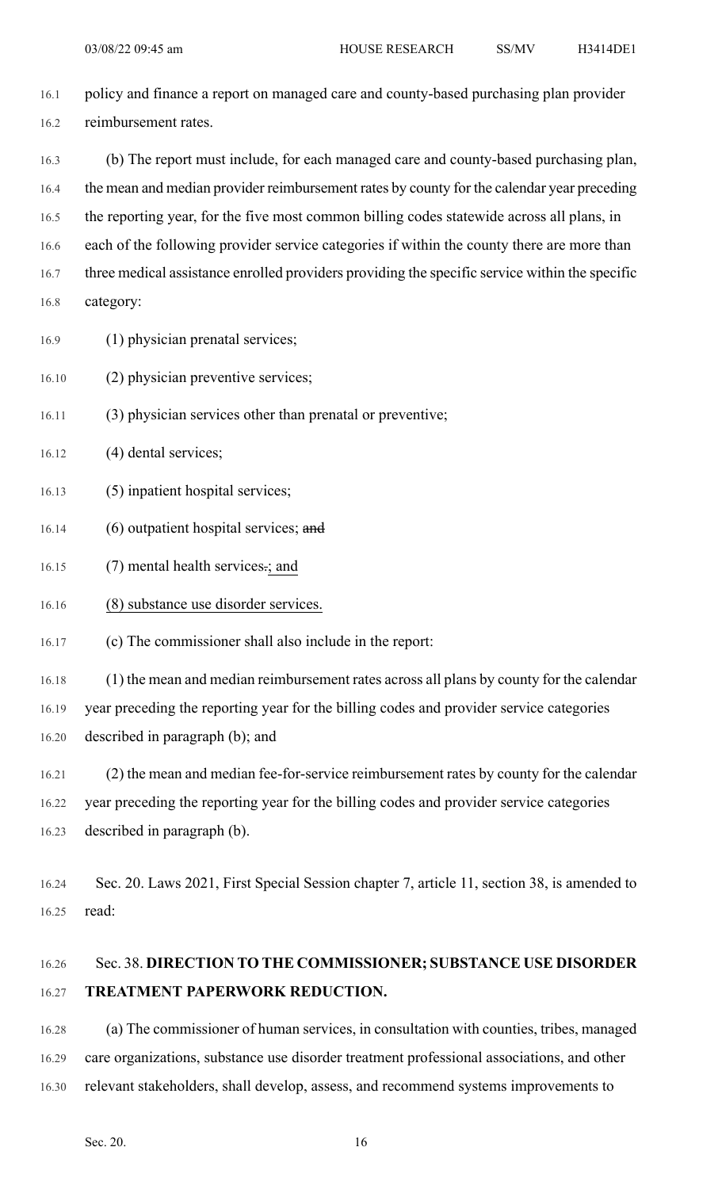policy and finance a report on managed care and county-based purchasing plan provider reimbursement rates.

(b) The report must include, for each managed care and county-based purchasing plan, the mean and median provider reimbursement rates by county for the calendar year preceding the reporting year, for the five most common billing codes statewide across all plans, in each of the following provider service categories if within the county there are more than three medical assistance enrolled providers providing the specific service within the specific category:

(1) physician prenatal services;

(2) physician preventive services;

(3) physician services other than prenatal or preventive;

(4) dental services;

(5) inpatient hospital services;

(6) outpatient hospital services; ~~and~~

(7) mental health services~~.~~; and

(8) substance use disorder services.

(c) The commissioner shall also include in the report:

(1) the mean and median reimbursement rates across all plans by county for the calendar year preceding the reporting year for the billing codes and provider service categories described in paragraph (b); and

(2) the mean and median fee-for-service reimbursement rates by county for the calendar year preceding the reporting year for the billing codes and provider service categories described in paragraph (b).

Sec. 20. Laws 2021, First Special Session chapter 7, article 11, section 38, is amended to read:

Sec. 38. **DIRECTION TO THE COMMISSIONER; SUBSTANCE USE DISORDER TREATMENT PAPERWORK REDUCTION.**

(a) The commissioner of human services, in consultation with counties, tribes, managed care organizations, substance use disorder treatment professional associations, and other relevant stakeholders, shall develop, assess, and recommend systems improvements to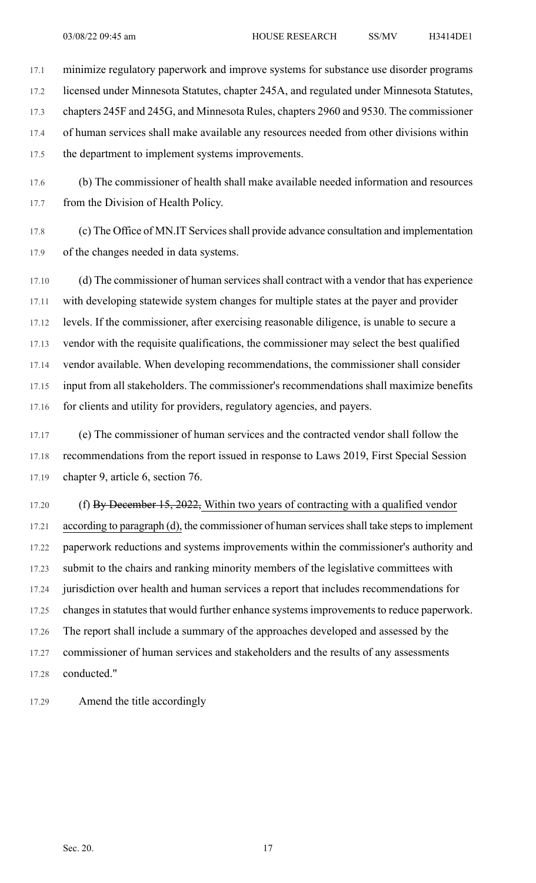minimize regulatory paperwork and improve systems for substance use disorder programs licensed under Minnesota Statutes, chapter 245A, and regulated under Minnesota Statutes, chapters 245F and 245G, and Minnesota Rules, chapters 2960 and 9530. The commissioner of human services shall make available any resources needed from other divisions within the department to implement systems improvements.

(b) The commissioner of health shall make available needed information and resources from the Division of Health Policy.

(c) The Office of MN.IT Services shall provide advance consultation and implementation of the changes needed in data systems.

(d) The commissioner of human services shall contract with a vendor that has experience with developing statewide system changes for multiple states at the payer and provider levels. If the commissioner, after exercising reasonable diligence, is unable to secure a vendor with the requisite qualifications, the commissioner may select the best qualified vendor available. When developing recommendations, the commissioner shall consider input from all stakeholders. The commissioner's recommendations shall maximize benefits for clients and utility for providers, regulatory agencies, and payers.

(e) The commissioner of human services and the contracted vendor shall follow the recommendations from the report issued in response to Laws 2019, First Special Session chapter 9, article 6, section 76.

(f) ~~By December 15, 2022,~~ Within two years of contracting with a qualified vendor according to paragraph (d), the commissioner of human services shall take steps to implement paperwork reductions and systems improvements within the commissioner's authority and submit to the chairs and ranking minority members of the legislative committees with jurisdiction over health and human services a report that includes recommendations for changes in statutes that would further enhance systems improvements to reduce paperwork. The report shall include a summary of the approaches developed and assessed by the commissioner of human services and stakeholders and the results of any assessments conducted."

Amend the title accordingly